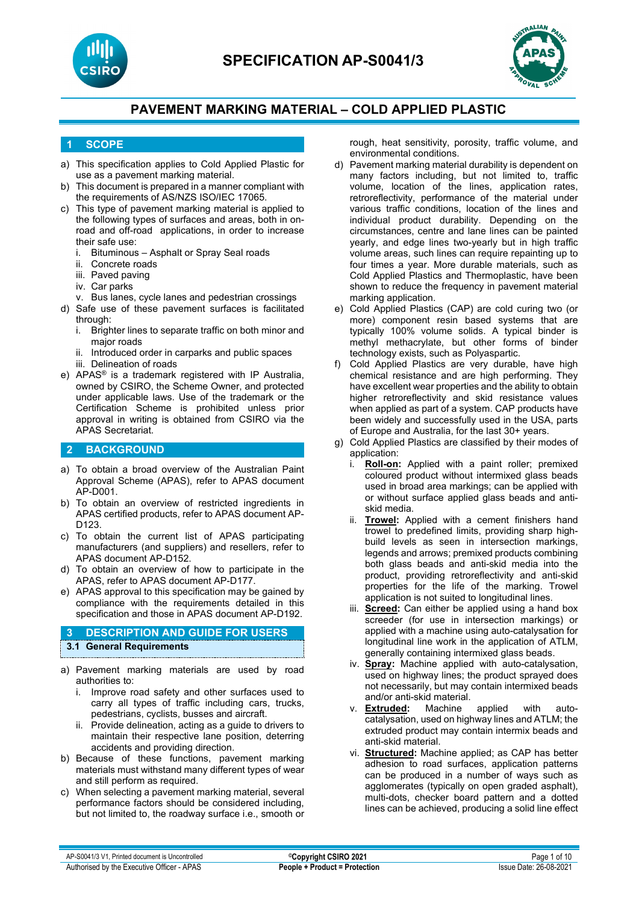# SPECIFICATION AP-S0041/3

## PAVEMENT MARKING MATERIAL – COLD APPLIED PLASTIC

## 1 SCOPE

a) This specification applies to Cold Applied Plastic for use as a pavement marking material.

b) This document is prepared in a manner compliant with the requirements of AS/NZS ISO/IEC 17065.

c) This type of pavement marking material is applied to the following types of surfaces and areas, both in on-road and off-road applications, in order to increase their safe use:
   i. Bituminous – Asphalt or Spray Seal roads
   ii. Concrete roads
   iii. Paved paving
   iv. Car parks
   v. Bus lanes, cycle lanes and pedestrian crossings

d) Safe use of these pavement surfaces is facilitated through:
   i. Brighter lines to separate traffic on both minor and major roads
   ii. Introduced order in carparks and public spaces
   iii. Delineation of roads

e) APAS® is a trademark registered with IP Australia, owned by CSIRO, the Scheme Owner, and protected under applicable laws. Use of the trademark or the Certification Scheme is prohibited unless prior approval in writing is obtained from CSIRO via the APAS Secretariat.

## 2 BACKGROUND

a) To obtain a broad overview of the Australian Paint Approval Scheme (APAS), refer to APAS document AP-D001.

b) To obtain an overview of restricted ingredients in APAS certified products, refer to APAS document AP-D123.

c) To obtain the current list of APAS participating manufacturers (and suppliers) and resellers, refer to APAS document AP-D152.

d) To obtain an overview of how to participate in the APAS, refer to APAS document AP-D177.

e) APAS approval to this specification may be gained by compliance with the requirements detailed in this specification and those in APAS document AP-D192.

## 3 DESCRIPTION AND GUIDE FOR USERS

### 3.1 General Requirements

a) Pavement marking materials are used by road authorities to:
   i. Improve road safety and other surfaces used to carry all types of traffic including cars, trucks, pedestrians, cyclists, busses and aircraft.
   ii. Provide delineation, acting as a guide to drivers to maintain their respective lane position, deterring accidents and providing direction.

b) Because of these functions, pavement marking materials must withstand many different types of wear and still perform as required.

c) When selecting a pavement marking material, several performance factors should be considered including, but not limited to, the roadway surface i.e., smooth or rough, heat sensitivity, porosity, traffic volume, and environmental conditions.

d) Pavement marking material durability is dependent on many factors including, but not limited to, traffic volume, location of the lines, application rates, retroreflectivity, performance of the material under various traffic conditions, location of the lines and individual product durability. Depending on the circumstances, centre and lane lines can be painted yearly, and edge lines two-yearly but in high traffic volume areas, such lines can require repainting up to four times a year. More durable materials, such as Cold Applied Plastics and Thermoplastic, have been shown to reduce the frequency in pavement material marking application.

e) Cold Applied Plastics (CAP) are cold curing two (or more) component resin based systems that are typically 100% volume solids. A typical binder is methyl methacrylate, but other forms of binder technology exists, such as Polyaspartic.

f) Cold Applied Plastics are very durable, have high chemical resistance and are high performing. They have excellent wear properties and the ability to obtain higher retroreflectivity and skid resistance values when applied as part of a system. CAP products have been widely and successfully used in the USA, parts of Europe and Australia, for the last 30+ years.

g) Cold Applied Plastics are classified by their modes of application:
   i. **Roll-on:** Applied with a paint roller; premixed coloured product without intermixed glass beads used in broad area markings; can be applied with or without surface applied glass beads and anti-skid media.
   ii. **Trowel:** Applied with a cement finishers hand trowel to predefined limits, providing sharp high-build levels as seen in intersection markings, legends and arrows; premixed products combining both glass beads and anti-skid media into the product, providing retroreflectivity and anti-skid properties for the life of the marking. Trowel application is not suited to longitudinal lines.
   iii. **Screed:** Can either be applied using a hand box screeder (for use in intersection markings) or applied with a machine using auto-catalysation for longitudinal line work in the application of ATLM, generally containing intermixed glass beads.
   iv. **Spray:** Machine applied with auto-catalysation, used on highway lines; the product sprayed does not necessarily, but may contain intermixed beads and/or anti-skid material.
   v. **Extruded:** Machine applied with auto-catalysation, used on highway lines and ATLM; the extruded product may contain intermix beads and anti-skid material.
   vi. **Structured:** Machine applied; as CAP has better adhesion to road surfaces, application patterns can be produced in a number of ways such as agglomerates (typically on open graded asphalt), multi-dots, checker board pattern and a dotted lines can be achieved, producing a solid line effect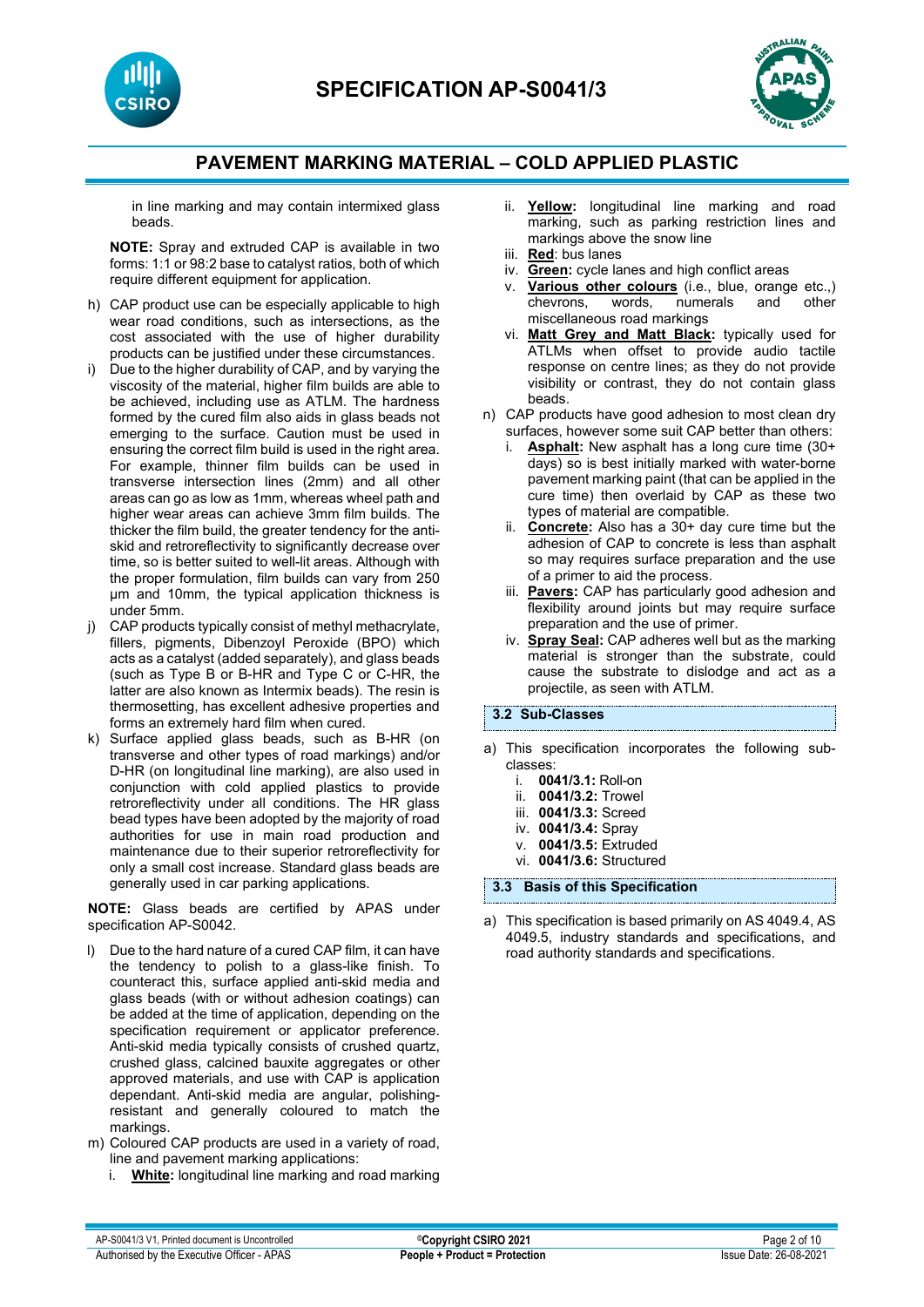in line marking and may contain intermixed glass beads.

**NOTE:** Spray and extruded CAP is available in two forms: 1:1 or 98:2 base to catalyst ratios, both of which require different equipment for application.

h) CAP product use can be especially applicable to high wear road conditions, such as intersections, as the cost associated with the use of higher durability products can be justified under these circumstances.
i) Due to the higher durability of CAP, and by varying the viscosity of the material, higher film builds are able to be achieved, including use as ATLM. The hardness formed by the cured film also aids in glass beads not emerging to the surface. Caution must be used in ensuring the correct film build is used in the right area. For example, thinner film builds can be used in transverse intersection lines (2mm) and all other areas can go as low as 1mm, whereas wheel path and higher wear areas can achieve 3mm film builds. The thicker the film build, the greater tendency for the anti-skid and retroreflectivity to significantly decrease over time, so is better suited to well-lit areas. Although with the proper formulation, film builds can vary from 250 µm and 10mm, the typical application thickness is under 5mm.
j) CAP products typically consist of methyl methacrylate, fillers, pigments, Dibenzoyl Peroxide (BPO) which acts as a catalyst (added separately), and glass beads (such as Type B or B-HR and Type C or C-HR, the latter are also known as Intermix beads). The resin is thermosetting, has excellent adhesive properties and forms an extremely hard film when cured.
k) Surface applied glass beads, such as B-HR (on transverse and other types of road markings) and/or D-HR (on longitudinal line marking), are also used in conjunction with cold applied plastics to provide retroreflectivity under all conditions. The HR glass bead types have been adopted by the majority of road authorities for use in main road production and maintenance due to their superior retroreflectivity for only a small cost increase. Standard glass beads are generally used in car parking applications.

**NOTE:** Glass beads are certified by APAS under specification AP-S0042.

l) Due to the hard nature of a cured CAP film, it can have the tendency to polish to a glass-like finish. To counteract this, surface applied anti-skid media and glass beads (with or without adhesion coatings) can be added at the time of application, depending on the specification requirement or applicator preference. Anti-skid media typically consists of crushed quartz, crushed glass, calcined bauxite aggregates or other approved materials, and use with CAP is application dependant. Anti-skid media are angular, polishing-resistant and generally coloured to match the markings.
m) Coloured CAP products are used in a variety of road, line and pavement marking applications:
   i. **White:** longitudinal line marking and road marking
   ii. **Yellow:** longitudinal line marking and road marking, such as parking restriction lines and markings above the snow line
   iii. **Red**: bus lanes
   iv. **Green:** cycle lanes and high conflict areas
   v. **Various other colours** (i.e., blue, orange etc.,) chevrons, words, numerals and other miscellaneous road markings
   vi. **Matt Grey and Matt Black:** typically used for ATLMs when offset to provide audio tactile response on centre lines; as they do not provide visibility or contrast, they do not contain glass beads.
n) CAP products have good adhesion to most clean dry surfaces, however some suit CAP better than others:
   i. **Asphalt:** New asphalt has a long cure time (30+ days) so is best initially marked with water-borne pavement marking paint (that can be applied in the cure time) then overlaid by CAP as these two types of material are compatible.
   ii. **Concrete:** Also has a 30+ day cure time but the adhesion of CAP to concrete is less than asphalt so may requires surface preparation and the use of a primer to aid the process.
   iii. **Pavers:** CAP has particularly good adhesion and flexibility around joints but may require surface preparation and the use of primer.
   iv. **Spray Seal:** CAP adheres well but as the marking material is stronger than the substrate, could cause the substrate to dislodge and act as a projectile, as seen with ATLM.

### 3.2 Sub-Classes

a) This specification incorporates the following sub-classes:
   i. **0041/3.1:** Roll-on
   ii. **0041/3.2:** Trowel
   iii. **0041/3.3:** Screed
   iv. **0041/3.4:** Spray
   v. **0041/3.5:** Extruded
   vi. **0041/3.6:** Structured

### 3.3 Basis of this Specification

a) This specification is based primarily on AS 4049.4, AS 4049.5, industry standards and specifications, and road authority standards and specifications.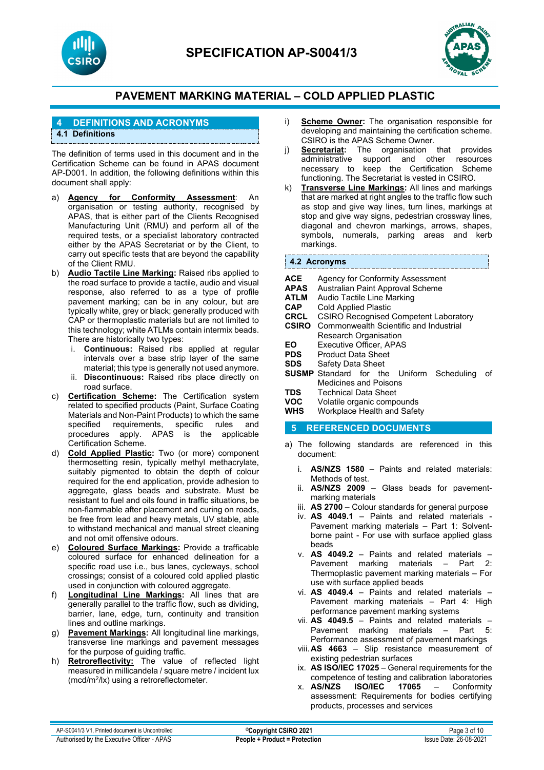## 4 DEFINITIONS AND ACRONYMS

### 4.1 Definitions

The definition of terms used in this document and in the Certification Scheme can be found in APAS document AP-D001. In addition, the following definitions within this document shall apply:

a) **Agency for Conformity Assessment**: An organisation or testing authority, recognised by APAS, that is either part of the Clients Recognised Manufacturing Unit (RMU) and perform all of the required tests, or a specialist laboratory contracted either by the APAS Secretariat or by the Client, to carry out specific tests that are beyond the capability of the Client RMU.

b) **Audio Tactile Line Marking:** Raised ribs applied to the road surface to provide a tactile, audio and visual response, also referred to as a type of profile pavement marking; can be in any colour, but are typically white, grey or black; generally produced with CAP or thermoplastic materials but are not limited to this technology; white ATLMs contain intermix beads. There are historically two types:
   i. **Continuous:** Raised ribs applied at regular intervals over a base strip layer of the same material; this type is generally not used anymore.
   ii. **Discontinuous:** Raised ribs place directly on road surface.

c) **Certification Scheme:** The Certification system related to specified products (Paint, Surface Coating Materials and Non-Paint Products) to which the same specified requirements, specific rules and procedures apply. APAS is the applicable Certification Scheme.

d) **Cold Applied Plastic:** Two (or more) component thermosetting resin, typically methyl methacrylate, suitably pigmented to obtain the depth of colour required for the end application, provide adhesion to aggregate, glass beads and substrate. Must be resistant to fuel and oils found in traffic situations, be non-flammable after placement and curing on roads, be free from lead and heavy metals, UV stable, able to withstand mechanical and manual street cleaning and not omit offensive odours.

e) **Coloured Surface Markings:** Provide a trafficable coloured surface for enhanced delineation for a specific road use i.e., bus lanes, cycleways, school crossings; consist of a coloured cold applied plastic used in conjunction with coloured aggregate.

f) **Longitudinal Line Markings:** All lines that are generally parallel to the traffic flow, such as dividing, barrier, lane, edge, turn, continuity and transition lines and outline markings.

g) **Pavement Markings:** All longitudinal line markings, transverse line markings and pavement messages for the purpose of guiding traffic.

h) **Retroreflectivity:** The value of reflected light measured in millicandela / square metre / incident lux (mcd/m²/lx) using a retroreflectometer.

i) **Scheme Owner:** The organisation responsible for developing and maintaining the certification scheme. CSIRO is the APAS Scheme Owner.

j) **Secretariat:** The organisation that provides administrative support and other resources necessary to keep the Certification Scheme functioning. The Secretariat is vested in CSIRO.

k) **Transverse Line Markings:** All lines and markings that are marked at right angles to the traffic flow such as stop and give way lines, turn lines, markings at stop and give way signs, pedestrian crossway lines, diagonal and chevron markings, arrows, shapes, symbols, numerals, parking areas and kerb markings.

### 4.2 Acronyms

| | |
|---|---|
| **ACE** | Agency for Conformity Assessment |
| **APAS** | Australian Paint Approval Scheme |
| **ATLM** | Audio Tactile Line Marking |
| **CAP** | Cold Applied Plastic |
| **CRCL** | CSIRO Recognised Competent Laboratory |
| **CSIRO** | Commonwealth Scientific and Industrial Research Organisation |
| **EO** | Executive Officer, APAS |
| **PDS** | Product Data Sheet |
| **SDS** | Safety Data Sheet |
| **SUSMP** | Standard for the Uniform Scheduling of Medicines and Poisons |
| **TDS** | Technical Data Sheet |
| **VOC** | Volatile organic compounds |
| **WHS** | Workplace Health and Safety |

## 5 REFERENCED DOCUMENTS

a) The following standards are referenced in this document:

   i. **AS/NZS 1580** – Paints and related materials: Methods of test.
   ii. **AS/NZS 2009** – Glass beads for pavement-marking materials
   iii. **AS 2700** – Colour standards for general purpose
   iv. **AS 4049.1** – Paints and related materials - Pavement marking materials – Part 1: Solvent-borne paint - For use with surface applied glass beads
   v. **AS 4049.2** – Paints and related materials – Pavement marking materials – Part 2: Thermoplastic pavement marking materials – For use with surface applied beads
   vi. **AS 4049.4** – Paints and related materials – Pavement marking materials – Part 4: High performance pavement marking systems
   vii. **AS 4049.5** – Paints and related materials – Pavement marking materials – Part 5: Performance assessment of pavement markings
   viii. **AS 4663** – Slip resistance measurement of existing pedestrian surfaces
   ix. **AS ISO/IEC 17025** – General requirements for the competence of testing and calibration laboratories
   x. **AS/NZS ISO/IEC 17065** – Conformity assessment: Requirements for bodies certifying products, processes and services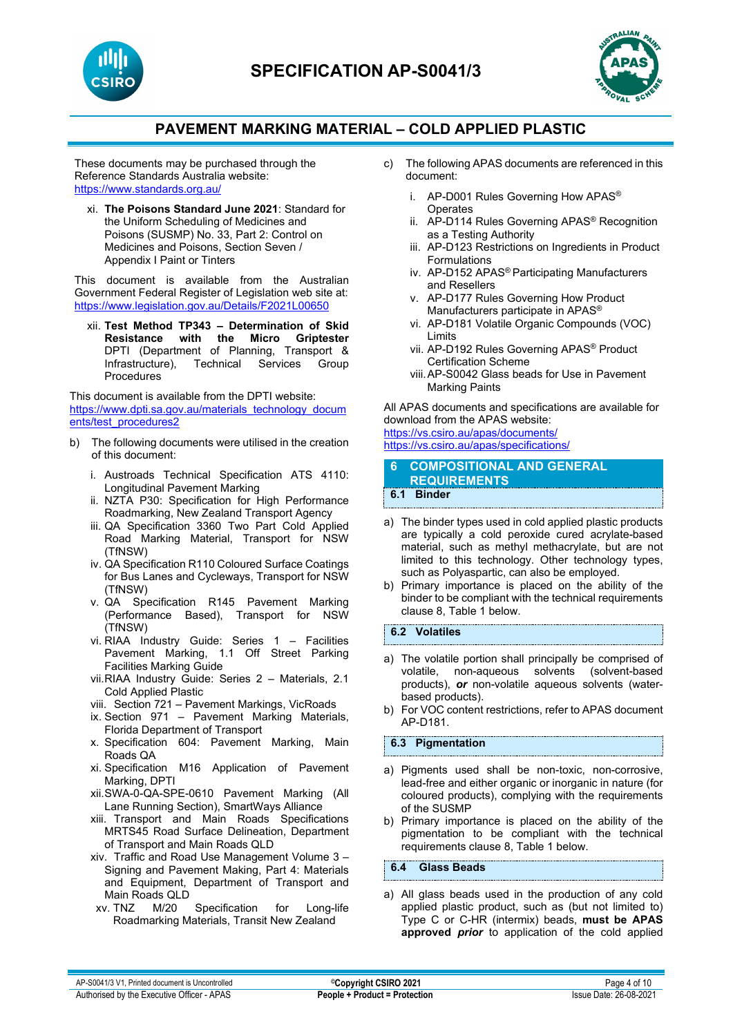These documents may be purchased through the Reference Standards Australia website: https://www.standards.org.au/

xi. **The Poisons Standard June 2021**: Standard for the Uniform Scheduling of Medicines and Poisons (SUSMP) No. 33, Part 2: Control on Medicines and Poisons, Section Seven / Appendix I Paint or Tinters

This document is available from the Australian Government Federal Register of Legislation web site at: https://www.legislation.gov.au/Details/F2021L00650

xii. **Test Method TP343 – Determination of Skid Resistance with the Micro Griptester** DPTI (Department of Planning, Transport & Infrastructure), Technical Services Group Procedures

This document is available from the DPTI website: https://www.dpti.sa.gov.au/materials_technology_documents/test_procedures2

b) The following documents were utilised in the creation of this document:

   i. Austroads Technical Specification ATS 4110: Longitudinal Pavement Marking
   ii. NZTA P30: Specification for High Performance Roadmarking, New Zealand Transport Agency
   iii. QA Specification 3360 Two Part Cold Applied Road Marking Material, Transport for NSW (TfNSW)
   iv. QA Specification R110 Coloured Surface Coatings for Bus Lanes and Cycleways, Transport for NSW (TfNSW)
   v. QA Specification R145 Pavement Marking (Performance Based), Transport for NSW (TfNSW)
   vi. RIAA Industry Guide: Series 1 – Facilities Pavement Marking, 1.1 Off Street Parking Facilities Marking Guide
   vii. RIAA Industry Guide: Series 2 – Materials, 2.1 Cold Applied Plastic
   viii. Section 721 – Pavement Markings, VicRoads
   ix. Section 971 – Pavement Marking Materials, Florida Department of Transport
   x. Specification 604: Pavement Marking, Main Roads QA
   xi. Specification M16 Application of Pavement Marking, DPTI
   xii. SWA-0-QA-SPE-0610 Pavement Marking (All Lane Running Section), SmartWays Alliance
   xiii. Transport and Main Roads Specifications MRTS45 Road Surface Delineation, Department of Transport and Main Roads QLD
   xiv. Traffic and Road Use Management Volume 3 – Signing and Pavement Making, Part 4: Materials and Equipment, Department of Transport and Main Roads QLD
   xv. TNZ M/20 Specification for Long-life Roadmarking Materials, Transit New Zealand

c) The following APAS documents are referenced in this document:

   i. AP-D001 Rules Governing How APAS® Operates
   ii. AP-D114 Rules Governing APAS® Recognition as a Testing Authority
   iii. AP-D123 Restrictions on Ingredients in Product Formulations
   iv. AP-D152 APAS® Participating Manufacturers and Resellers
   v. AP-D177 Rules Governing How Product Manufacturers participate in APAS®
   vi. AP-D181 Volatile Organic Compounds (VOC) Limits
   vii. AP-D192 Rules Governing APAS® Product Certification Scheme
   viii. AP-S0042 Glass beads for Use in Pavement Marking Paints

All APAS documents and specifications are available for download from the APAS website:
https://vs.csiro.au/apas/documents/
https://vs.csiro.au/apas/specifications/

## 6 COMPOSITIONAL AND GENERAL REQUIREMENTS

### 6.1 Binder

a) The binder types used in cold applied plastic products are typically a cold peroxide cured acrylate-based material, such as methyl methacrylate, but are not limited to this technology. Other technology types, such as Polyaspartic, can also be employed.
b) Primary importance is placed on the ability of the binder to be compliant with the technical requirements clause 8, Table 1 below.

### 6.2 Volatiles

a) The volatile portion shall principally be comprised of volatile, non-aqueous solvents (solvent-based products), ***or*** non-volatile aqueous solvents (water-based products).
b) For VOC content restrictions, refer to APAS document AP-D181.

### 6.3 Pigmentation

a) Pigments used shall be non-toxic, non-corrosive, lead-free and either organic or inorganic in nature (for coloured products), complying with the requirements of the SUSMP
b) Primary importance is placed on the ability of the pigmentation to be compliant with the technical requirements clause 8, Table 1 below.

### 6.4 Glass Beads

a) All glass beads used in the production of any cold applied plastic product, such as (but not limited to) Type C or C-HR (intermix) beads, **must be APAS approved *prior*** to application of the cold applied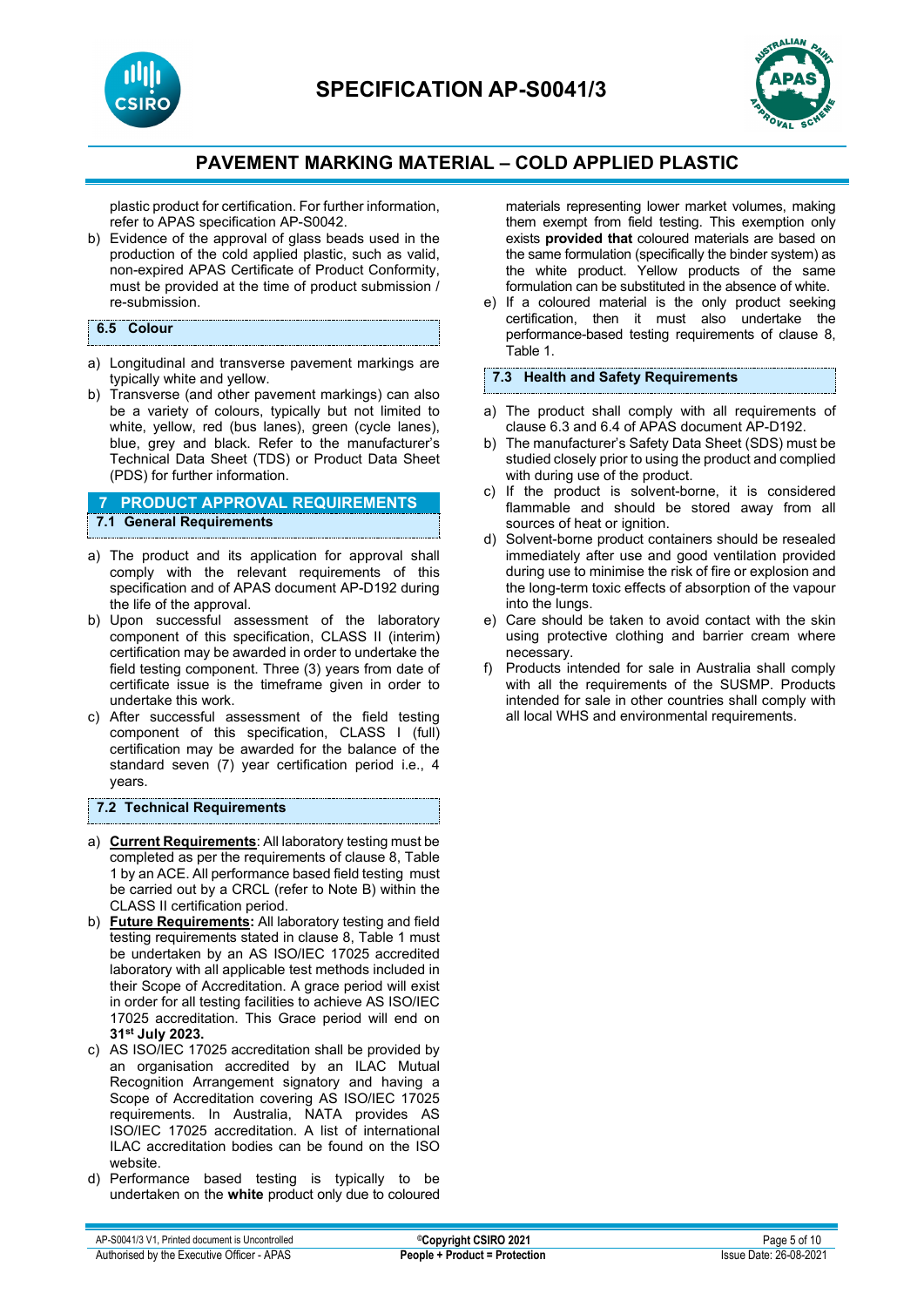plastic product for certification. For further information, refer to APAS specification AP-S0042.

b) Evidence of the approval of glass beads used in the production of the cold applied plastic, such as valid, non-expired APAS Certificate of Product Conformity, must be provided at the time of product submission / re-submission.

### 6.5 Colour

a) Longitudinal and transverse pavement markings are typically white and yellow.

b) Transverse (and other pavement markings) can also be a variety of colours, typically but not limited to white, yellow, red (bus lanes), green (cycle lanes), blue, grey and black. Refer to the manufacturer's Technical Data Sheet (TDS) or Product Data Sheet (PDS) for further information.

## 7 PRODUCT APPROVAL REQUIREMENTS

### 7.1 General Requirements

a) The product and its application for approval shall comply with the relevant requirements of this specification and of APAS document AP-D192 during the life of the approval.

b) Upon successful assessment of the laboratory component of this specification, CLASS II (interim) certification may be awarded in order to undertake the field testing component. Three (3) years from date of certificate issue is the timeframe given in order to undertake this work.

c) After successful assessment of the field testing component of this specification, CLASS I (full) certification may be awarded for the balance of the standard seven (7) year certification period i.e., 4 years.

### 7.2 Technical Requirements

a) **Current Requirements**: All laboratory testing must be completed as per the requirements of clause 8, Table 1 by an ACE. All performance based field testing must be carried out by a CRCL (refer to Note B) within the CLASS II certification period.

b) **Future Requirements:** All laboratory testing and field testing requirements stated in clause 8, Table 1 must be undertaken by an AS ISO/IEC 17025 accredited laboratory with all applicable test methods included in their Scope of Accreditation. A grace period will exist in order for all testing facilities to achieve AS ISO/IEC 17025 accreditation. This Grace period will end on **31st July 2023.**

c) AS ISO/IEC 17025 accreditation shall be provided by an organisation accredited by an ILAC Mutual Recognition Arrangement signatory and having a Scope of Accreditation covering AS ISO/IEC 17025 requirements. In Australia, NATA provides AS ISO/IEC 17025 accreditation. A list of international ILAC accreditation bodies can be found on the ISO website.

d) Performance based testing is typically to be undertaken on the **white** product only due to coloured materials representing lower market volumes, making them exempt from field testing. This exemption only exists **provided that** coloured materials are based on the same formulation (specifically the binder system) as the white product. Yellow products of the same formulation can be substituted in the absence of white.

e) If a coloured material is the only product seeking certification, then it must also undertake the performance-based testing requirements of clause 8, Table 1.

### 7.3 Health and Safety Requirements

a) The product shall comply with all requirements of clause 6.3 and 6.4 of APAS document AP-D192.

b) The manufacturer's Safety Data Sheet (SDS) must be studied closely prior to using the product and complied with during use of the product.

c) If the product is solvent-borne, it is considered flammable and should be stored away from all sources of heat or ignition.

d) Solvent-borne product containers should be resealed immediately after use and good ventilation provided during use to minimise the risk of fire or explosion and the long-term toxic effects of absorption of the vapour into the lungs.

e) Care should be taken to avoid contact with the skin using protective clothing and barrier cream where necessary.

f) Products intended for sale in Australia shall comply with all the requirements of the SUSMP. Products intended for sale in other countries shall comply with all local WHS and environmental requirements.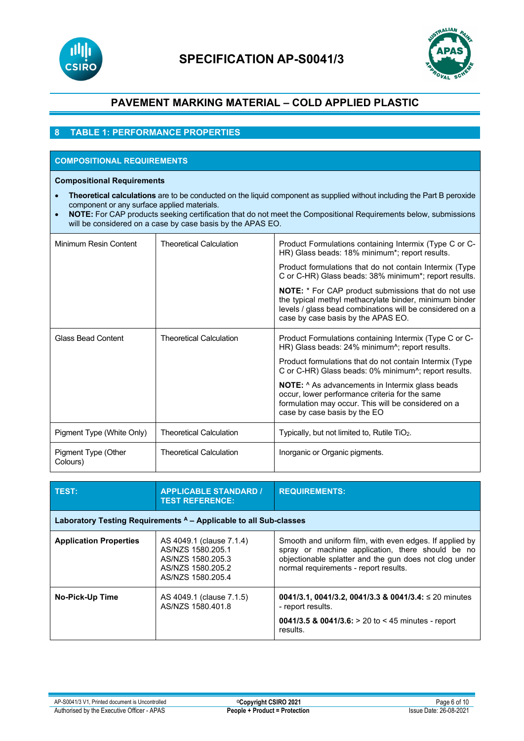# SPECIFICATION AP-S0041/3

## PAVEMENT MARKING MATERIAL – COLD APPLIED PLASTIC

## 8 TABLE 1: PERFORMANCE PROPERTIES

| COMPOSITIONAL REQUIREMENTS | | |
|---|---|---|
| **Compositional Requirements**<br>• **Theoretical calculations** are to be conducted on the liquid component as supplied without including the Part B peroxide component or any surface applied materials.<br>• **NOTE:** For CAP products seeking certification that do not meet the Compositional Requirements below, submissions will be considered on a case by case basis by the APAS EO. | | |
| Minimum Resin Content | Theoretical Calculation | Product Formulations containing Intermix (Type C or C-HR) Glass beads: 18% minimum*; report results.<br><br>Product formulations that do not contain Intermix (Type C or C-HR) Glass beads: 38% minimum*; report results.<br><br>**NOTE:** * For CAP product submissions that do not use the typical methyl methacrylate binder, minimum binder levels / glass bead combinations will be considered on a case by case basis by the APAS EO. |
| Glass Bead Content | Theoretical Calculation | Product Formulations containing Intermix (Type C or C-HR) Glass beads: 24% minimum^; report results.<br><br>Product formulations that do not contain Intermix (Type C or C-HR) Glass beads: 0% minimum^; report results.<br><br>**NOTE:** ^ As advancements in Intermix glass beads occur, lower performance criteria for the same formulation may occur. This will be considered on a case by case basis by the EO |
| Pigment Type (White Only) | Theoretical Calculation | Typically, but not limited to, Rutile $TiO_2$. |
| Pigment Type (Other Colours) | Theoretical Calculation | Inorganic or Organic pigments. |

| TEST: | APPLICABLE STANDARD / TEST REFERENCE: | REQUIREMENTS: |
|---|---|---|
| **Laboratory Testing Requirements [A] – Applicable to all Sub-classes** | | |
| **Application Properties** | AS 4049.1 (clause 7.1.4)<br>AS/NZS 1580.205.1<br>AS/NZS 1580.205.3<br>AS/NZS 1580.205.2<br>AS/NZS 1580.205.4 | Smooth and uniform film, with even edges. If applied by spray or machine application, there should be no objectionable splatter and the gun does not clog under normal requirements - report results. |
| **No-Pick-Up Time** | AS 4049.1 (clause 7.1.5)<br>AS/NZS 1580.401.8 | **0041/3.1, 0041/3.2, 0041/3.3 & 0041/3.4:** ≤ 20 minutes - report results.<br><br>**0041/3.5 & 0041/3.6:** > 20 to < 45 minutes - report results. |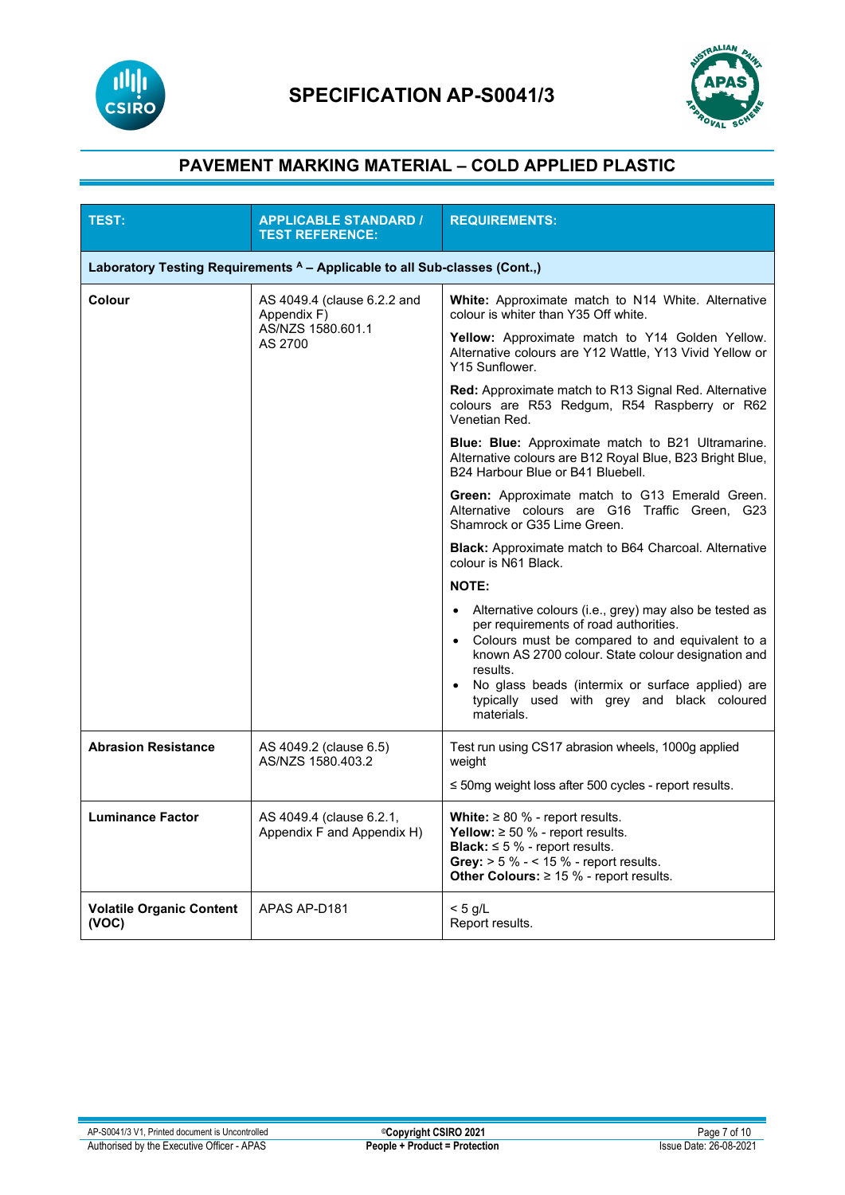# SPECIFICATION AP-S0041/3

## PAVEMENT MARKING MATERIAL – COLD APPLIED PLASTIC

| TEST: | APPLICABLE STANDARD / TEST REFERENCE: | REQUIREMENTS: |
|---|---|---|
| **Laboratory Testing Requirements [A] – Applicable to all Sub-classes (Cont.,)** | | |
| **Colour** | AS 4049.4 (clause 6.2.2 and Appendix F)<br>AS/NZS 1580.601.1<br>AS 2700 | **White:** Approximate match to N14 White. Alternative colour is whiter than Y35 Off white.<br><br>**Yellow:** Approximate match to Y14 Golden Yellow. Alternative colours are Y12 Wattle, Y13 Vivid Yellow or Y15 Sunflower.<br><br>**Red:** Approximate match to R13 Signal Red. Alternative colours are R53 Redgum, R54 Raspberry or R62 Venetian Red.<br><br>**Blue: Blue:** Approximate match to B21 Ultramarine. Alternative colours are B12 Royal Blue, B23 Bright Blue, B24 Harbour Blue or B41 Bluebell.<br><br>**Green:** Approximate match to G13 Emerald Green. Alternative colours are G16 Traffic Green, G23 Shamrock or G35 Lime Green.<br><br>**Black:** Approximate match to B64 Charcoal. Alternative colour is N61 Black.<br><br>**NOTE:**<br>• Alternative colours (i.e., grey) may also be tested as per requirements of road authorities.<br>• Colours must be compared to and equivalent to a known AS 2700 colour. State colour designation and results.<br>• No glass beads (intermix or surface applied) are typically used with grey and black coloured materials. |
| **Abrasion Resistance** | AS 4049.2 (clause 6.5)<br>AS/NZS 1580.403.2 | Test run using CS17 abrasion wheels, 1000g applied weight<br><br>≤ 50mg weight loss after 500 cycles - report results. |
| **Luminance Factor** | AS 4049.4 (clause 6.2.1, Appendix F and Appendix H) | **White:** ≥ 80 % - report results.<br>**Yellow:** ≥ 50 % - report results.<br>**Black:** ≤ 5 % - report results.<br>**Grey:** > 5 % - < 15 % - report results.<br>**Other Colours:** ≥ 15 % - report results. |
| **Volatile Organic Content (VOC)** | APAS AP-D181 | < 5 g/L<br>Report results. |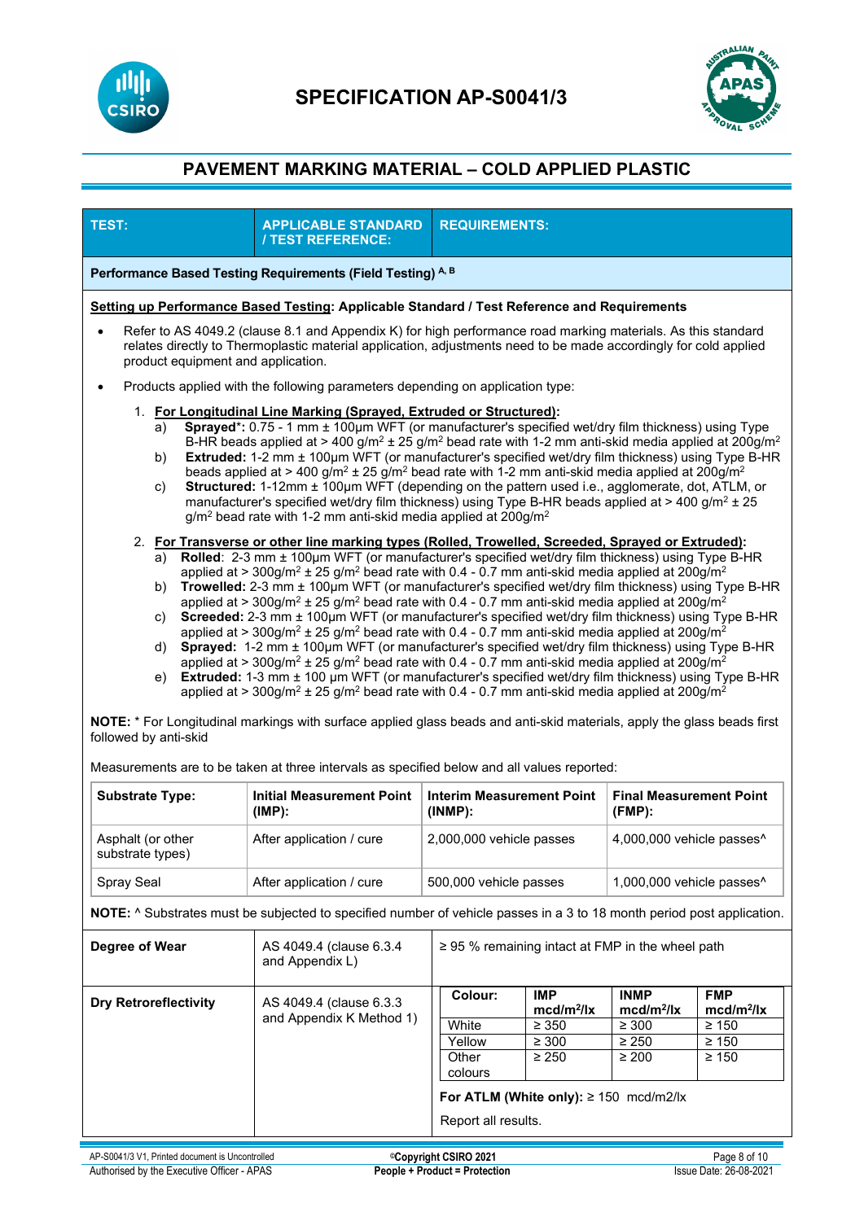# SPECIFICATION AP-S0041/3

## PAVEMENT MARKING MATERIAL – COLD APPLIED PLASTIC

| TEST: | APPLICABLE STANDARD / TEST REFERENCE: | REQUIREMENTS: |
|---|---|---|

**Performance Based Testing Requirements (Field Testing)** [A, B]

**Setting up Performance Based Testing: Applicable Standard / Test Reference and Requirements**

- Refer to AS 4049.2 (clause 8.1 and Appendix K) for high performance road marking materials. As this standard relates directly to Thermoplastic material application, adjustments need to be made accordingly for cold applied product equipment and application.
- Products applied with the following parameters depending on application type:

1. **For Longitudinal Line Marking (Sprayed, Extruded or Structured):**
   a) **Sprayed*:** 0.75 - 1 mm ± 100µm WFT (or manufacturer's specified wet/dry film thickness) using Type B-HR beads applied at > 400 g/m² ± 25 g/m² bead rate with 1-2 mm anti-skid media applied at 200g/m²
   b) **Extruded:** 1-2 mm ± 100µm WFT (or manufacturer's specified wet/dry film thickness) using Type B-HR beads applied at > 400 g/m² ± 25 g/m² bead rate with 1-2 mm anti-skid media applied at 200g/m²
   c) **Structured:** 1-12mm ± 100µm WFT (depending on the pattern used i.e., agglomerate, dot, ATLM, or manufacturer's specified wet/dry film thickness) using Type B-HR beads applied at > 400 g/m² ± 25 g/m² bead rate with 1-2 mm anti-skid media applied at 200g/m²

2. **For Transverse or other line marking types (Rolled, Trowelled, Screeded, Sprayed or Extruded):**
   a) **Rolled**: 2-3 mm ± 100µm WFT (or manufacturer's specified wet/dry film thickness) using Type B-HR applied at > 300g/m² ± 25 g/m² bead rate with 0.4 - 0.7 mm anti-skid media applied at 200g/m²
   b) **Trowelled:** 2-3 mm ± 100µm WFT (or manufacturer's specified wet/dry film thickness) using Type B-HR applied at > 300g/m² ± 25 g/m² bead rate with 0.4 - 0.7 mm anti-skid media applied at 200g/m²
   c) **Screeded:** 2-3 mm ± 100µm WFT (or manufacturer's specified wet/dry film thickness) using Type B-HR applied at > 300g/m² ± 25 g/m² bead rate with 0.4 - 0.7 mm anti-skid media applied at 200g/m²
   d) **Sprayed:** 1-2 mm ± 100µm WFT (or manufacturer's specified wet/dry film thickness) using Type B-HR applied at > 300g/m² ± 25 g/m² bead rate with 0.4 - 0.7 mm anti-skid media applied at 200g/m²
   e) **Extruded:** 1-3 mm ± 100 µm WFT (or manufacturer's specified wet/dry film thickness) using Type B-HR applied at > 300g/m² ± 25 g/m² bead rate with 0.4 - 0.7 mm anti-skid media applied at 200g/m²

**NOTE:** * For Longitudinal markings with surface applied glass beads and anti-skid materials, apply the glass beads first followed by anti-skid

Measurements are to be taken at three intervals as specified below and all values reported:

| Substrate Type: | Initial Measurement Point (IMP): | Interim Measurement Point (INMP): | Final Measurement Point (FMP): |
|---|---|---|---|
| Asphalt (or other substrate types) | After application / cure | 2,000,000 vehicle passes | 4,000,000 vehicle passes^ |
| Spray Seal | After application / cure | 500,000 vehicle passes | 1,000,000 vehicle passes^ |

**NOTE:** ^ Substrates must be subjected to specified number of vehicle passes in a 3 to 18 month period post application.

| TEST: | APPLICABLE STANDARD / TEST REFERENCE: | REQUIREMENTS: |
|---|---|---|
| **Degree of Wear** | AS 4049.4 (clause 6.3.4 and Appendix L) | ≥ 95 % remaining intact at FMP in the wheel path |
| **Dry Retroreflectivity** | AS 4049.4 (clause 6.3.3 and Appendix K Method 1) | See table below. **For ATLM (White only):** ≥ 150 mcd/m2/lx. Report all results. |

| Colour: | IMP mcd/m²/lx | INMP mcd/m²/lx | FMP mcd/m²/lx |
|---|---|---|---|
| White | ≥ 350 | ≥ 300 | ≥ 150 |
| Yellow | ≥ 300 | ≥ 250 | ≥ 150 |
| Other colours | ≥ 250 | ≥ 200 | ≥ 150 |

**For ATLM (White only):** ≥ 150 mcd/m2/lx

Report all results.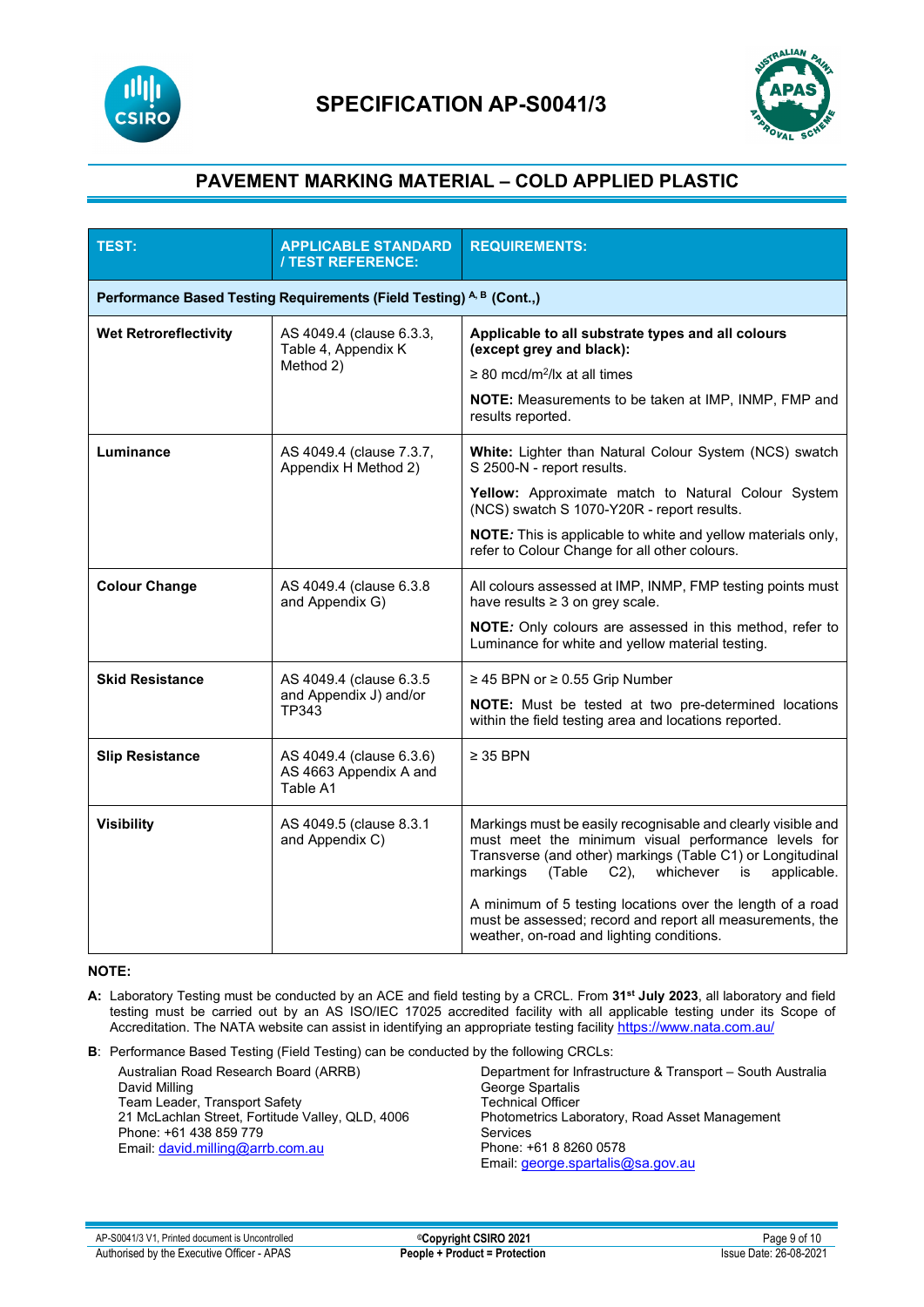# SPECIFICATION AP-S0041/3

## PAVEMENT MARKING MATERIAL – COLD APPLIED PLASTIC

| TEST: | APPLICABLE STANDARD / TEST REFERENCE: | REQUIREMENTS: |
|---|---|---|
| **Performance Based Testing Requirements (Field Testing) [A, B] (Cont.,)** | | |
| **Wet Retroreflectivity** | AS 4049.4 (clause 6.3.3, Table 4, Appendix K Method 2) | **Applicable to all substrate types and all colours (except grey and black):**<br>≥ 80 mcd/m$^2$/lx at all times<br>**NOTE:** Measurements to be taken at IMP, INMP, FMP and results reported. |
| **Luminance** | AS 4049.4 (clause 7.3.7, Appendix H Method 2) | **White:** Lighter than Natural Colour System (NCS) swatch S 2500-N - report results.<br>**Yellow:** Approximate match to Natural Colour System (NCS) swatch S 1070-Y20R - report results.<br>**NOTE:** This is applicable to white and yellow materials only, refer to Colour Change for all other colours. |
| **Colour Change** | AS 4049.4 (clause 6.3.8 and Appendix G) | All colours assessed at IMP, INMP, FMP testing points must have results ≥ 3 on grey scale.<br>**NOTE:** Only colours are assessed in this method, refer to Luminance for white and yellow material testing. |
| **Skid Resistance** | AS 4049.4 (clause 6.3.5 and Appendix J) and/or TP343 | ≥ 45 BPN or ≥ 0.55 Grip Number<br>**NOTE:** Must be tested at two pre-determined locations within the field testing area and locations reported. |
| **Slip Resistance** | AS 4049.4 (clause 6.3.6) AS 4663 Appendix A and Table A1 | ≥ 35 BPN |
| **Visibility** | AS 4049.5 (clause 8.3.1 and Appendix C) | Markings must be easily recognisable and clearly visible and must meet the minimum visual performance levels for Transverse (and other) markings (Table C1) or Longitudinal markings (Table C2), whichever is applicable.<br>A minimum of 5 testing locations over the length of a road must be assessed; record and report all measurements, the weather, on-road and lighting conditions. |

**NOTE:**

**A:** Laboratory Testing must be conducted by an ACE and field testing by a CRCL. From **31st July 2023**, all laboratory and field testing must be carried out by an AS ISO/IEC 17025 accredited facility with all applicable testing under its Scope of Accreditation. The NATA website can assist in identifying an appropriate testing facility https://www.nata.com.au/

**B**: Performance Based Testing (Field Testing) can be conducted by the following CRCLs:

Australian Road Research Board (ARRB)
David Milling
Team Leader, Transport Safety
21 McLachlan Street, Fortitude Valley, QLD, 4006
Phone: +61 438 859 779
Email: david.milling@arrb.com.au

Department for Infrastructure & Transport – South Australia
George Spartalis
Technical Officer
Photometrics Laboratory, Road Asset Management Services
Phone: +61 8 8260 0578
Email: george.spartalis@sa.gov.au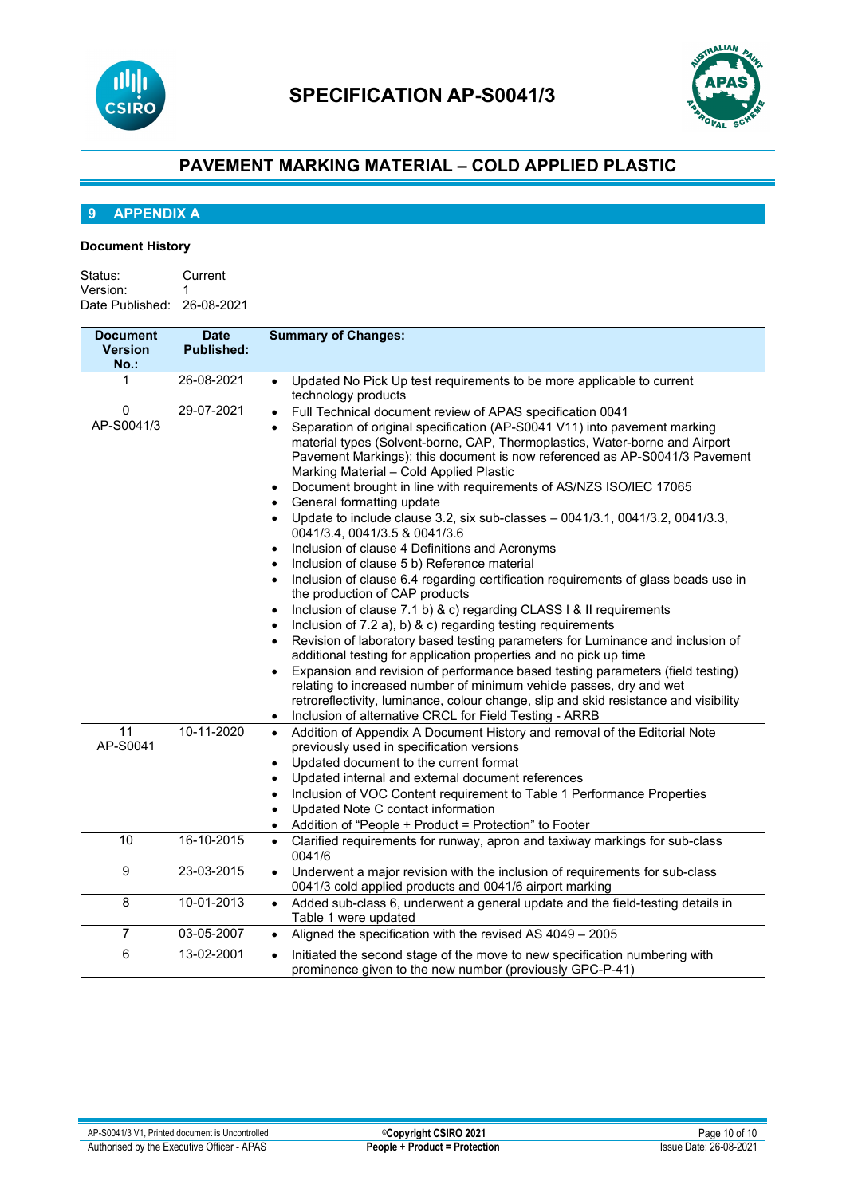## 9 APPENDIX A

**Document History**

Status: Current
Version: 1
Date Published: 26-08-2021

| Document Version No.: | Date Published: | Summary of Changes: |
|---|---|---|
| 1 | 26-08-2021 | • Updated No Pick Up test requirements to be more applicable to current technology products |
| 0 AP-S0041/3 | 29-07-2021 | • Full Technical document review of APAS specification 0041<br>• Separation of original specification (AP-S0041 V11) into pavement marking material types (Solvent-borne, CAP, Thermoplastics, Water-borne and Airport Pavement Markings); this document is now referenced as AP-S0041/3 Pavement Marking Material – Cold Applied Plastic<br>• Document brought in line with requirements of AS/NZS ISO/IEC 17065<br>• General formatting update<br>• Update to include clause 3.2, six sub-classes – 0041/3.1, 0041/3.2, 0041/3.3, 0041/3.4, 0041/3.5 & 0041/3.6<br>• Inclusion of clause 4 Definitions and Acronyms<br>• Inclusion of clause 5 b) Reference material<br>• Inclusion of clause 6.4 regarding certification requirements of glass beads use in the production of CAP products<br>• Inclusion of clause 7.1 b) & c) regarding CLASS I & II requirements<br>• Inclusion of 7.2 a), b) & c) regarding testing requirements<br>• Revision of laboratory based testing parameters for Luminance and inclusion of additional testing for application properties and no pick up time<br>• Expansion and revision of performance based testing parameters (field testing) relating to increased number of minimum vehicle passes, dry and wet retroreflectivity, luminance, colour change, slip and skid resistance and visibility<br>• Inclusion of alternative CRCL for Field Testing - ARRB |
| 11 AP-S0041 | 10-11-2020 | • Addition of Appendix A Document History and removal of the Editorial Note previously used in specification versions<br>• Updated document to the current format<br>• Updated internal and external document references<br>• Inclusion of VOC Content requirement to Table 1 Performance Properties<br>• Updated Note C contact information<br>• Addition of "People + Product = Protection" to Footer |
| 10 | 16-10-2015 | • Clarified requirements for runway, apron and taxiway markings for sub-class 0041/6 |
| 9 | 23-03-2015 | • Underwent a major revision with the inclusion of requirements for sub-class 0041/3 cold applied products and 0041/6 airport marking |
| 8 | 10-01-2013 | • Added sub-class 6, underwent a general update and the field-testing details in Table 1 were updated |
| 7 | 03-05-2007 | • Aligned the specification with the revised AS 4049 – 2005 |
| 6 | 13-02-2001 | • Initiated the second stage of the move to new specification numbering with prominence given to the new number (previously GPC-P-41) |